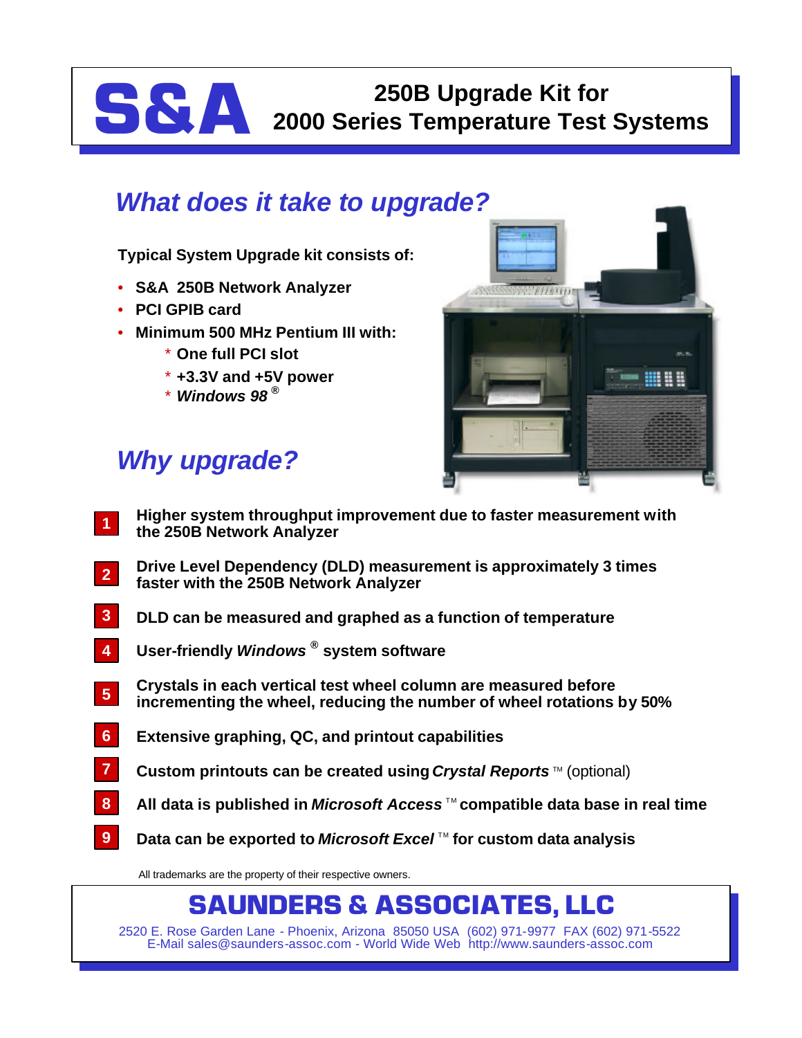# S&A

## 250B Upgrade Kit for 2000 Series Temperature Test Systems

## *What does it take to upgrade?*

**Typical System Upgrade kit consists of:**

- **S&A 250B Network Analyzer**
- **PCI GPIB card**
- **Minimum 500 MHz Pentium III with:**
  - * **One full PCI slot**
  - * **+3.3V and +5V power**
  - * ***Windows 98*** ®

## *Why upgrade?*

1. **Higher system throughput improvement due to faster measurement with the 250B Network Analyzer**
2. **Drive Level Dependency (DLD) measurement is approximately 3 times faster with the 250B Network Analyzer**
3. **DLD can be measured and graphed as a function of temperature**
4. **User-friendly *Windows* ® system software**
5. **Crystals in each vertical test wheel column are measured before incrementing the wheel, reducing the number of wheel rotations by 50%**
6. **Extensive graphing, QC, and printout capabilities**
7. **Custom printouts can be created using *Crystal Reports*** ™ (optional)
8. **All data is published in *Microsoft Access*** ™ **compatible data base in real time**
9. **Data can be exported to *Microsoft Excel*** ™ **for custom data analysis**

All trademarks are the property of their respective owners.

## SAUNDERS & ASSOCIATES, LLC

2520 E. Rose Garden Lane - Phoenix, Arizona 85050 USA (602) 971-9977 FAX (602) 971-5522
E-Mail sales@saunders-assoc.com - World Wide Web http://www.saunders-assoc.com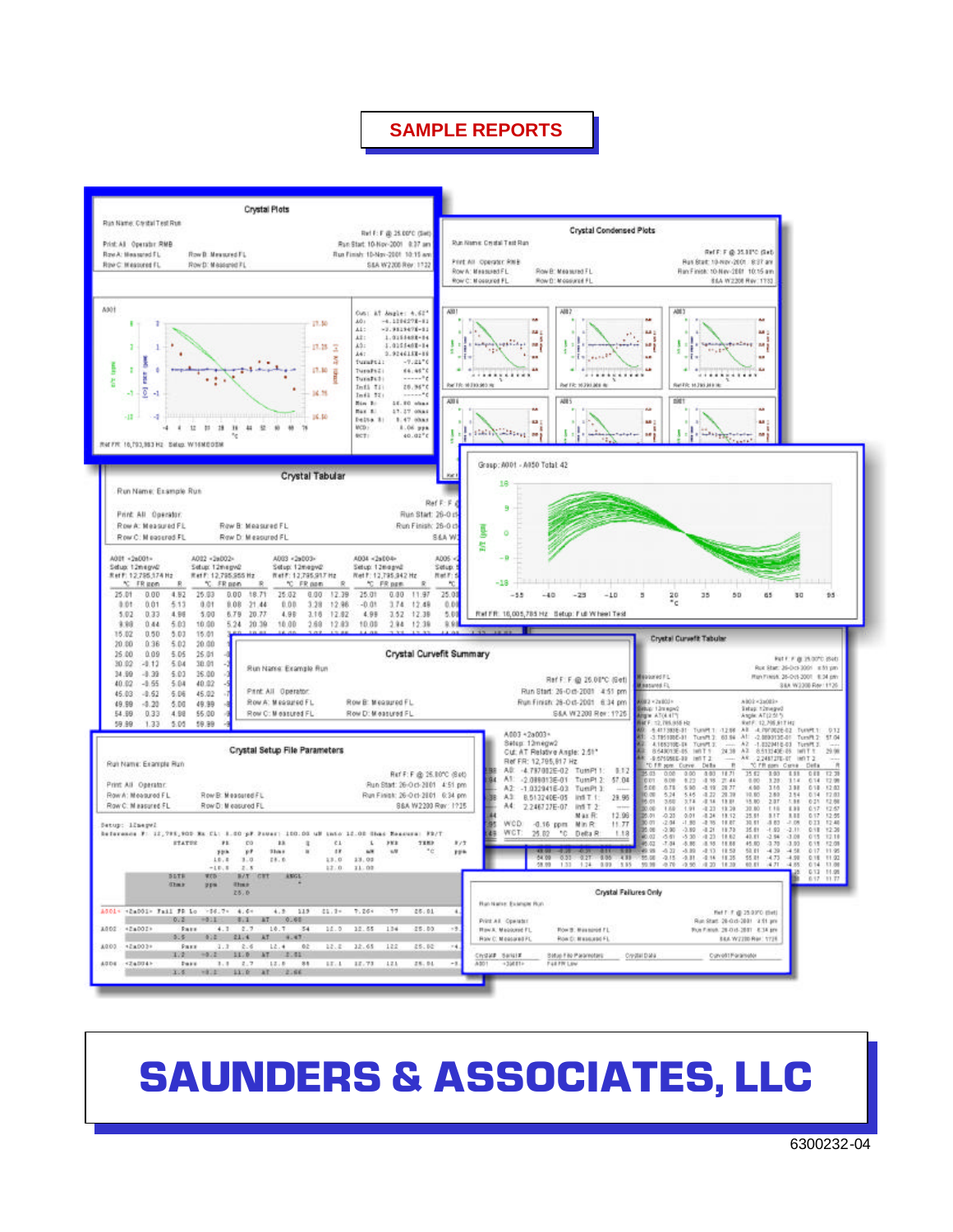## SAMPLE REPORTS

# SAUNDERS & ASSOCIATES, LLC

6300232-04